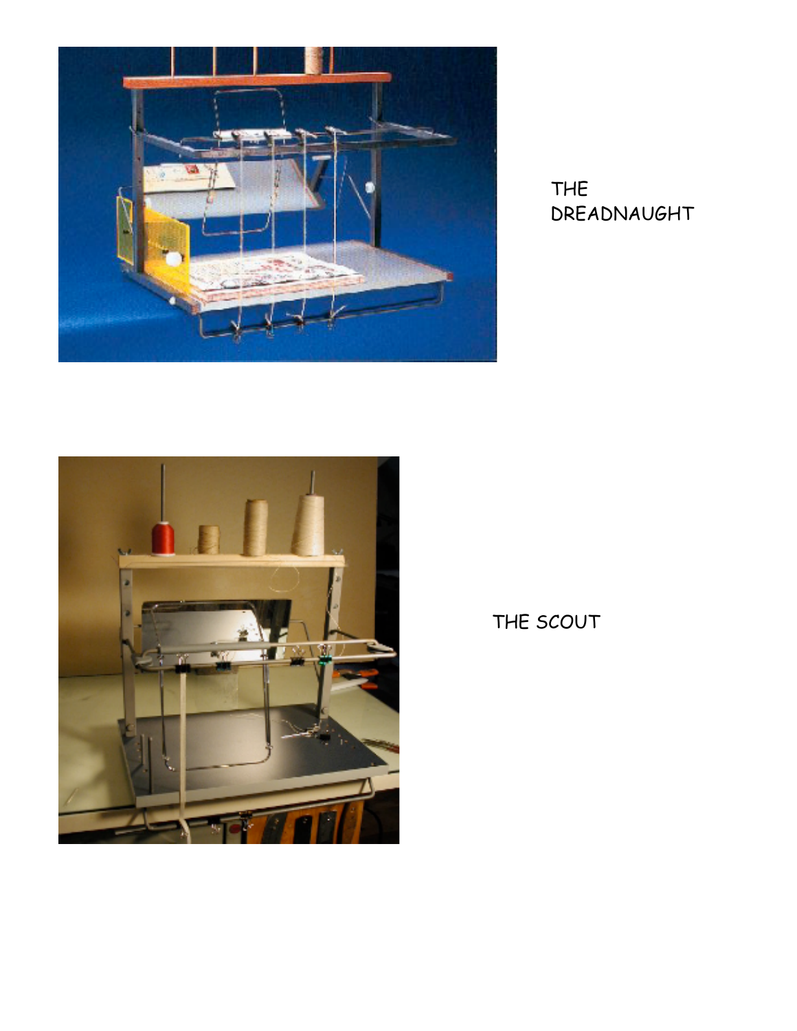THE DREADNAUGHT

THE SCOUT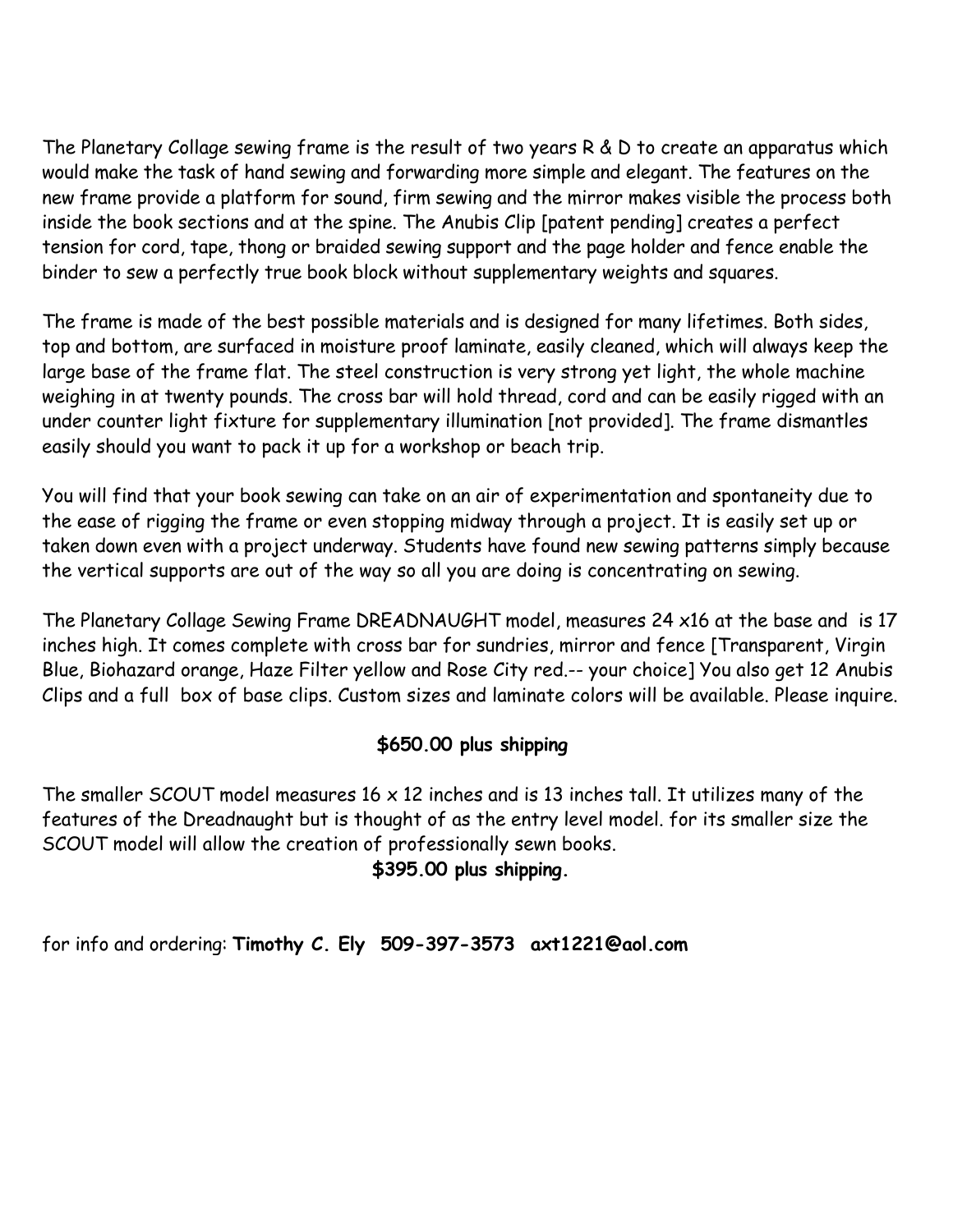The Planetary Collage sewing frame is the result of two years R & D to create an apparatus which would make the task of hand sewing and forwarding more simple and elegant. The features on the new frame provide a platform for sound, firm sewing and the mirror makes visible the process both inside the book sections and at the spine. The Anubis Clip [patent pending] creates a perfect tension for cord, tape, thong or braided sewing support and the page holder and fence enable the binder to sew a perfectly true book block without supplementary weights and squares.

The frame is made of the best possible materials and is designed for many lifetimes. Both sides, top and bottom, are surfaced in moisture proof laminate, easily cleaned, which will always keep the large base of the frame flat. The steel construction is very strong yet light, the whole machine weighing in at twenty pounds. The cross bar will hold thread, cord and can be easily rigged with an under counter light fixture for supplementary illumination [not provided]. The frame dismantles easily should you want to pack it up for a workshop or beach trip.

You will find that your book sewing can take on an air of experimentation and spontaneity due to the ease of rigging the frame or even stopping midway through a project. It is easily set up or taken down even with a project underway. Students have found new sewing patterns simply because the vertical supports are out of the way so all you are doing is concentrating on sewing.

The Planetary Collage Sewing Frame DREADNAUGHT model, measures 24 x16 at the base and is 17 inches high. It comes complete with cross bar for sundries, mirror and fence [Transparent, Virgin Blue, Biohazard orange, Haze Filter yellow and Rose City red.-- your choice] You also get 12 Anubis Clips and a full box of base clips. Custom sizes and laminate colors will be available. Please inquire.

**$650.00 plus shipping**

The smaller SCOUT model measures 16 x 12 inches and is 13 inches tall. It utilizes many of the features of the Dreadnaught but is thought of as the entry level model. for its smaller size the SCOUT model will allow the creation of professionally sewn books.

**$395.00 plus shipping.**

for info and ordering: **Timothy C. Ely 509-397-3573 axt1221@aol.com**